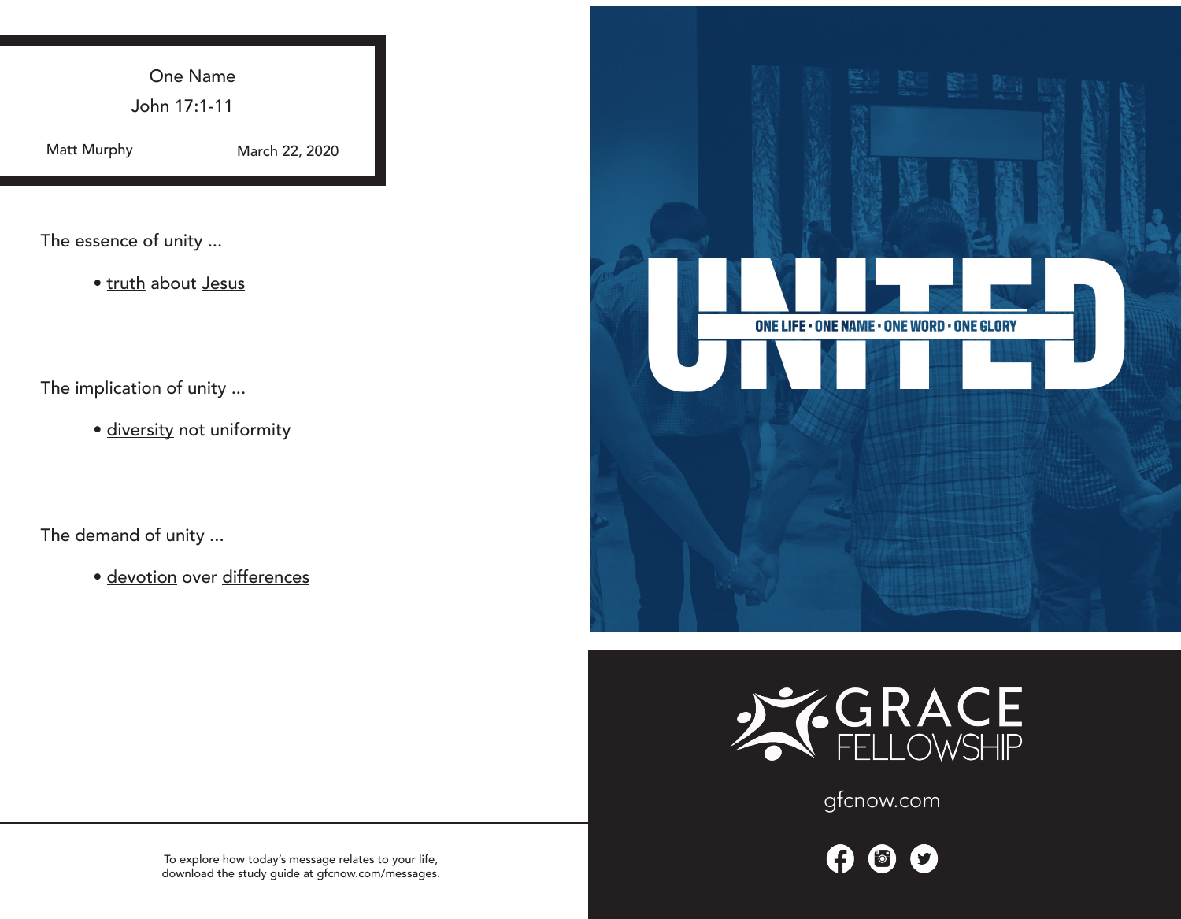# One Name

John 17:1-11

Matt Murphy — March 22, 2020

The essence of unity ...

- truth about Jesus

The implication of unity ...

- diversity not uniformity

The demand of unity ...

- devotion over differences

To explore how today's message relates to your life, download the study guide at gfcnow.com/messages.

UNITED

ONE LIFE • ONE NAME • ONE WORD • ONE GLORY

GRACE FELLOWSHIP

gfcnow.com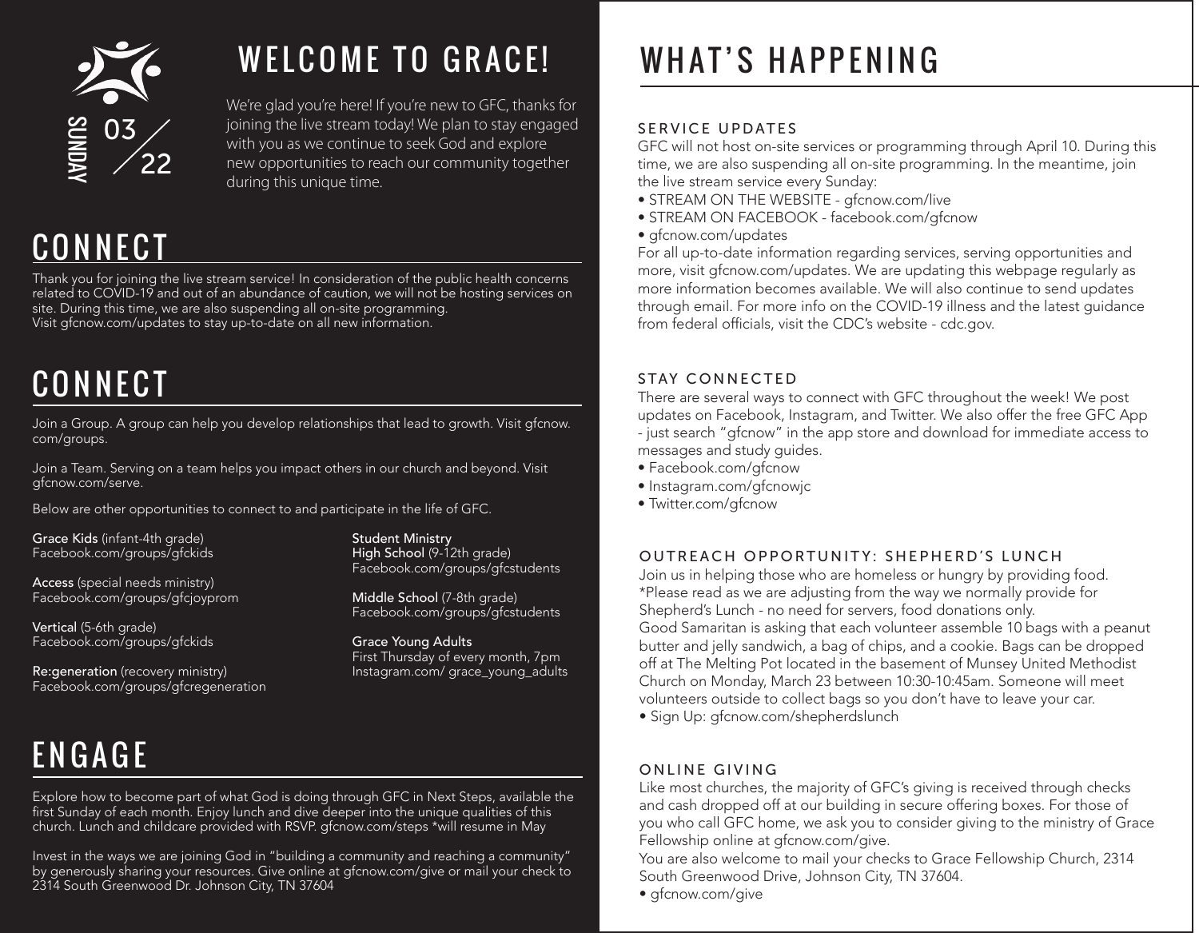SUNDAY 03/22

# WELCOME TO GRACE!

We're glad you're here! If you're new to GFC, thanks for joining the live stream today! We plan to stay engaged with you as we continue to seek God and explore new opportunities to reach our community together during this unique time.

# CONNECT

Thank you for joining the live stream service! In consideration of the public health concerns related to COVID-19 and out of an abundance of caution, we will not be hosting services on site. During this time, we are also suspending all on-site programming.
Visit gfcnow.com/updates to stay up-to-date on all new information.

# CONNECT

Join a Group. A group can help you develop relationships that lead to growth. Visit gfcnow.com/groups.

Join a Team. Serving on a team helps you impact others in our church and beyond. Visit gfcnow.com/serve.

Below are other opportunities to connect to and participate in the life of GFC.

**Grace Kids** (infant-4th grade)
Facebook.com/groups/gfckids

**Access** (special needs ministry)
Facebook.com/groups/gfcjoyprom

**Vertical** (5-6th grade)
Facebook.com/groups/gfckids

**Re:generation** (recovery ministry)
Facebook.com/groups/gfcregeneration

**Student Ministry**
**High School** (9-12th grade)
Facebook.com/groups/gfcstudents

**Middle School** (7-8th grade)
Facebook.com/groups/gfcstudents

**Grace Young Adults**
First Thursday of every month, 7pm
Instagram.com/ grace_young_adults

# ENGAGE

Explore how to become part of what God is doing through GFC in Next Steps, available the first Sunday of each month. Enjoy lunch and dive deeper into the unique qualities of this church. Lunch and childcare provided with RSVP. gfcnow.com/steps *will resume in May

Invest in the ways we are joining God in "building a community and reaching a community" by generously sharing your resources. Give online at gfcnow.com/give or mail your check to 2314 South Greenwood Dr. Johnson City, TN 37604

# WHAT'S HAPPENING

### SERVICE UPDATES

GFC will not host on-site services or programming through April 10. During this time, we are also suspending all on-site programming. In the meantime, join the live stream service every Sunday:

- STREAM ON THE WEBSITE - gfcnow.com/live
- STREAM ON FACEBOOK - facebook.com/gfcnow
- gfcnow.com/updates

For all up-to-date information regarding services, serving opportunities and more, visit gfcnow.com/updates. We are updating this webpage regularly as more information becomes available. We will also continue to send updates through email. For more info on the COVID-19 illness and the latest guidance from federal officials, visit the CDC's website - cdc.gov.

### STAY CONNECTED

There are several ways to connect with GFC throughout the week! We post updates on Facebook, Instagram, and Twitter. We also offer the free GFC App - just search "gfcnow" in the app store and download for immediate access to messages and study guides.

- Facebook.com/gfcnow
- Instagram.com/gfcnowjc
- Twitter.com/gfcnow

### OUTREACH OPPORTUNITY: SHEPHERD'S LUNCH

Join us in helping those who are homeless or hungry by providing food.
*Please read as we are adjusting from the way we normally provide for Shepherd's Lunch - no need for servers, food donations only.
Good Samaritan is asking that each volunteer assemble 10 bags with a peanut butter and jelly sandwich, a bag of chips, and a cookie. Bags can be dropped off at The Melting Pot located in the basement of Munsey United Methodist Church on Monday, March 23 between 10:30-10:45am. Someone will meet volunteers outside to collect bags so you don't have to leave your car.

- Sign Up: gfcnow.com/shepherdslunch

### ONLINE GIVING

Like most churches, the majority of GFC's giving is received through checks and cash dropped off at our building in secure offering boxes. For those of you who call GFC home, we ask you to consider giving to the ministry of Grace Fellowship online at gfcnow.com/give.
You are also welcome to mail your checks to Grace Fellowship Church, 2314 South Greenwood Drive, Johnson City, TN 37604.

- gfcnow.com/give